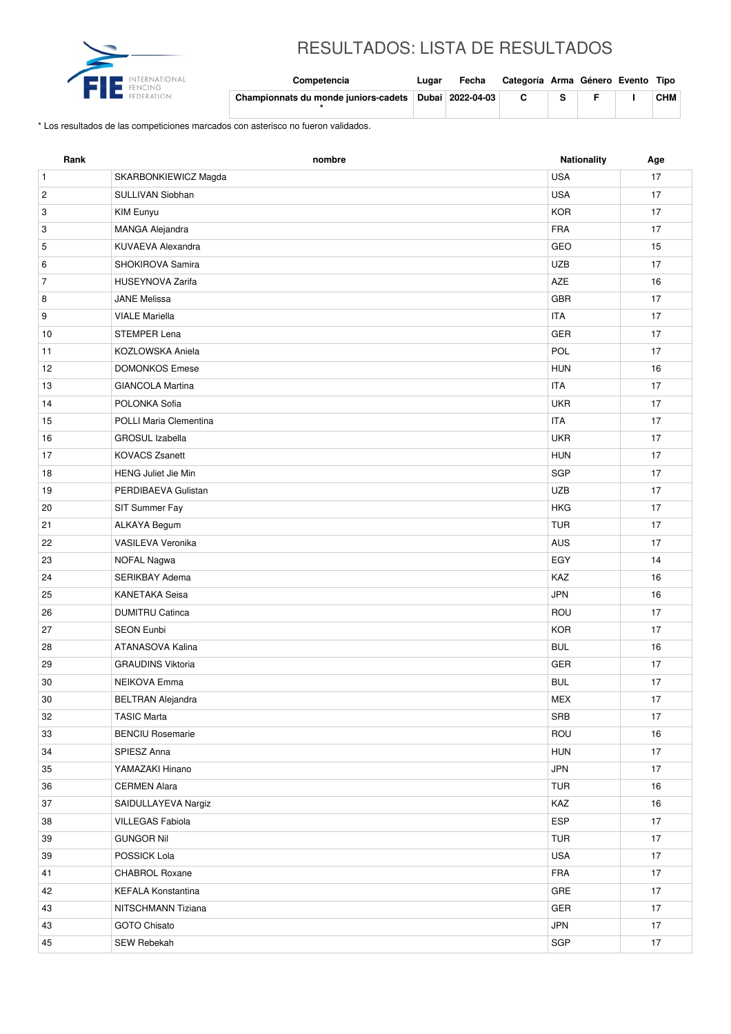# RESULTADOS: LISTA DE RESULTADOS

| Competencia | Lugar | Fecha | Categoría | Arma | Género | Evento | Tipo |
|---|---|---|---|---|---|---|---|
| **Championnats du monde juniors-cadets *** | **Dubai** | **2022-04-03** | **C** | **S** | **F** | **I** | **CHM** |

\* Los resultados de las competiciones marcados con asterisco no fueron validados.

| Rank | nombre | Nationality | Age |
|---|---|---|---|
| 1 | SKARBONKIEWICZ Magda | USA | 17 |
| 2 | SULLIVAN Siobhan | USA | 17 |
| 3 | KIM Eunyu | KOR | 17 |
| 3 | MANGA Alejandra | FRA | 17 |
| 5 | KUVAEVA Alexandra | GEO | 15 |
| 6 | SHOKIROVA Samira | UZB | 17 |
| 7 | HUSEYNOVA Zarifa | AZE | 16 |
| 8 | JANE Melissa | GBR | 17 |
| 9 | VIALE Mariella | ITA | 17 |
| 10 | STEMPER Lena | GER | 17 |
| 11 | KOZLOWSKA Aniela | POL | 17 |
| 12 | DOMONKOS Emese | HUN | 16 |
| 13 | GIANCOLA Martina | ITA | 17 |
| 14 | POLONKA Sofia | UKR | 17 |
| 15 | POLLI Maria Clementina | ITA | 17 |
| 16 | GROSUL Izabella | UKR | 17 |
| 17 | KOVACS Zsanett | HUN | 17 |
| 18 | HENG Juliet Jie Min | SGP | 17 |
| 19 | PERDIBAEVA Gulistan | UZB | 17 |
| 20 | SIT Summer Fay | HKG | 17 |
| 21 | ALKAYA Begum | TUR | 17 |
| 22 | VASILEVA Veronika | AUS | 17 |
| 23 | NOFAL Nagwa | EGY | 14 |
| 24 | SERIKBAY Adema | KAZ | 16 |
| 25 | KANETAKA Seisa | JPN | 16 |
| 26 | DUMITRU Catinca | ROU | 17 |
| 27 | SEON Eunbi | KOR | 17 |
| 28 | ATANASOVA Kalina | BUL | 16 |
| 29 | GRAUDINS Viktoria | GER | 17 |
| 30 | NEIKOVA Emma | BUL | 17 |
| 30 | BELTRAN Alejandra | MEX | 17 |
| 32 | TASIC Marta | SRB | 17 |
| 33 | BENCIU Rosemarie | ROU | 16 |
| 34 | SPIESZ Anna | HUN | 17 |
| 35 | YAMAZAKI Hinano | JPN | 17 |
| 36 | CERMEN Alara | TUR | 16 |
| 37 | SAIDULLAYEVA Nargiz | KAZ | 16 |
| 38 | VILLEGAS Fabiola | ESP | 17 |
| 39 | GUNGOR Nil | TUR | 17 |
| 39 | POSSICK Lola | USA | 17 |
| 41 | CHABROL Roxane | FRA | 17 |
| 42 | KEFALA Konstantina | GRE | 17 |
| 43 | NITSCHMANN Tiziana | GER | 17 |
| 43 | GOTO Chisato | JPN | 17 |
| 45 | SEW Rebekah | SGP | 17 |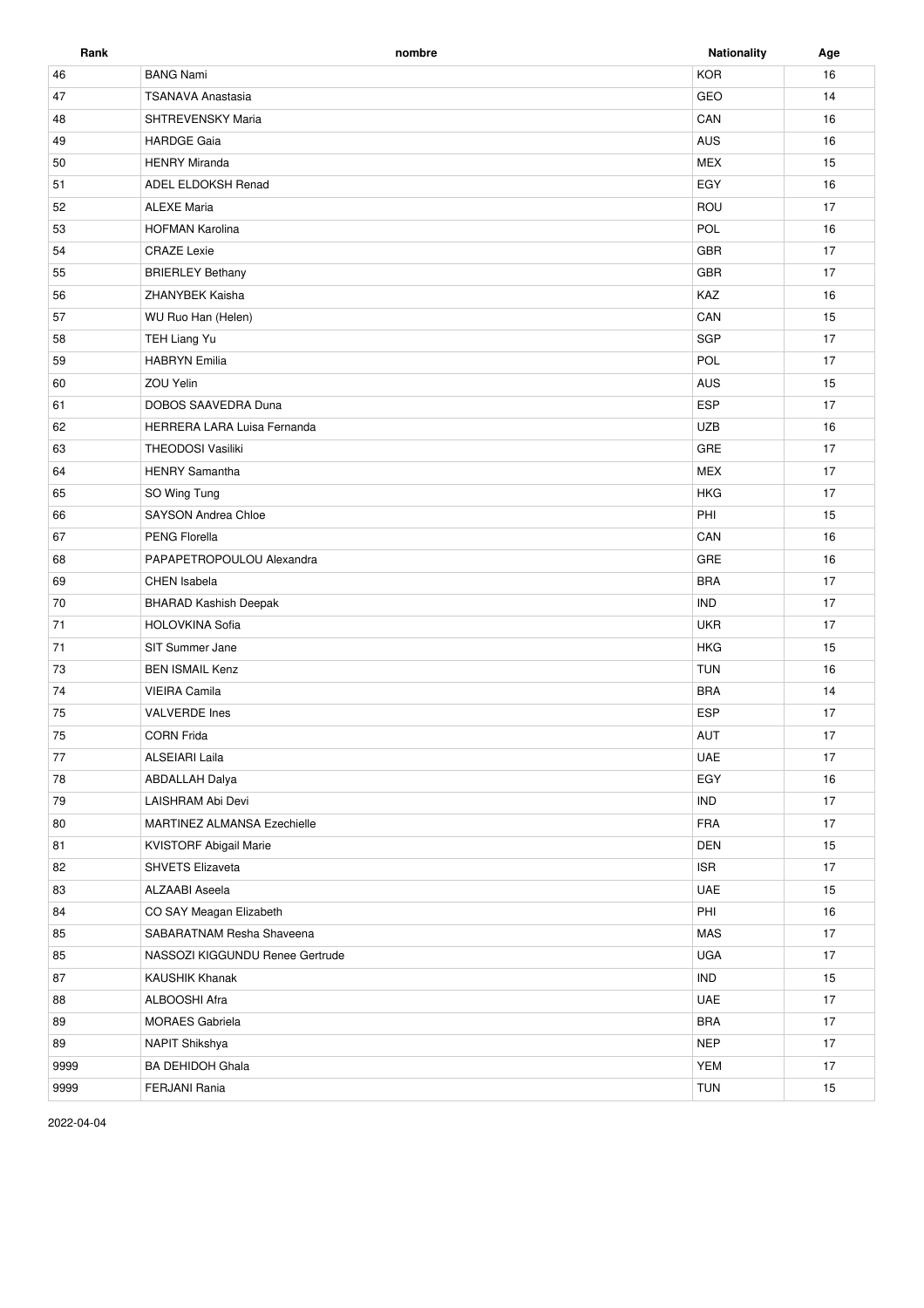| Rank | nombre | Nationality | Age |
|---|---|---|---|
| 46 | BANG Nami | KOR | 16 |
| 47 | TSANAVA Anastasia | GEO | 14 |
| 48 | SHTREVENSKY Maria | CAN | 16 |
| 49 | HARDGE Gaia | AUS | 16 |
| 50 | HENRY Miranda | MEX | 15 |
| 51 | ADEL ELDOKSH Renad | EGY | 16 |
| 52 | ALEXE Maria | ROU | 17 |
| 53 | HOFMAN Karolina | POL | 16 |
| 54 | CRAZE Lexie | GBR | 17 |
| 55 | BRIERLEY Bethany | GBR | 17 |
| 56 | ZHANYBEK Kaisha | KAZ | 16 |
| 57 | WU Ruo Han (Helen) | CAN | 15 |
| 58 | TEH Liang Yu | SGP | 17 |
| 59 | HABRYN Emilia | POL | 17 |
| 60 | ZOU Yelin | AUS | 15 |
| 61 | DOBOS SAAVEDRA Duna | ESP | 17 |
| 62 | HERRERA LARA Luisa Fernanda | UZB | 16 |
| 63 | THEODOSI Vasiliki | GRE | 17 |
| 64 | HENRY Samantha | MEX | 17 |
| 65 | SO Wing Tung | HKG | 17 |
| 66 | SAYSON Andrea Chloe | PHI | 15 |
| 67 | PENG Florella | CAN | 16 |
| 68 | PAPAPETROPOULOU Alexandra | GRE | 16 |
| 69 | CHEN Isabela | BRA | 17 |
| 70 | BHARAD Kashish Deepak | IND | 17 |
| 71 | HOLOVKINA Sofia | UKR | 17 |
| 71 | SIT Summer Jane | HKG | 15 |
| 73 | BEN ISMAIL Kenz | TUN | 16 |
| 74 | VIEIRA Camila | BRA | 14 |
| 75 | VALVERDE Ines | ESP | 17 |
| 75 | CORN Frida | AUT | 17 |
| 77 | ALSEIARI Laila | UAE | 17 |
| 78 | ABDALLAH Dalya | EGY | 16 |
| 79 | LAISHRAM Abi Devi | IND | 17 |
| 80 | MARTINEZ ALMANSA Ezechielle | FRA | 17 |
| 81 | KVISTORF Abigail Marie | DEN | 15 |
| 82 | SHVETS Elizaveta | ISR | 17 |
| 83 | ALZAABI Aseela | UAE | 15 |
| 84 | CO SAY Meagan Elizabeth | PHI | 16 |
| 85 | SABARATNAM Resha Shaveena | MAS | 17 |
| 85 | NASSOZI KIGGUNDU Renee Gertrude | UGA | 17 |
| 87 | KAUSHIK Khanak | IND | 15 |
| 88 | ALBOOSHI Afra | UAE | 17 |
| 89 | MORAES Gabriela | BRA | 17 |
| 89 | NAPIT Shikshya | NEP | 17 |
| 9999 | BA DEHIDOH Ghala | YEM | 17 |
| 9999 | FERJANI Rania | TUN | 15 |

2022-04-04